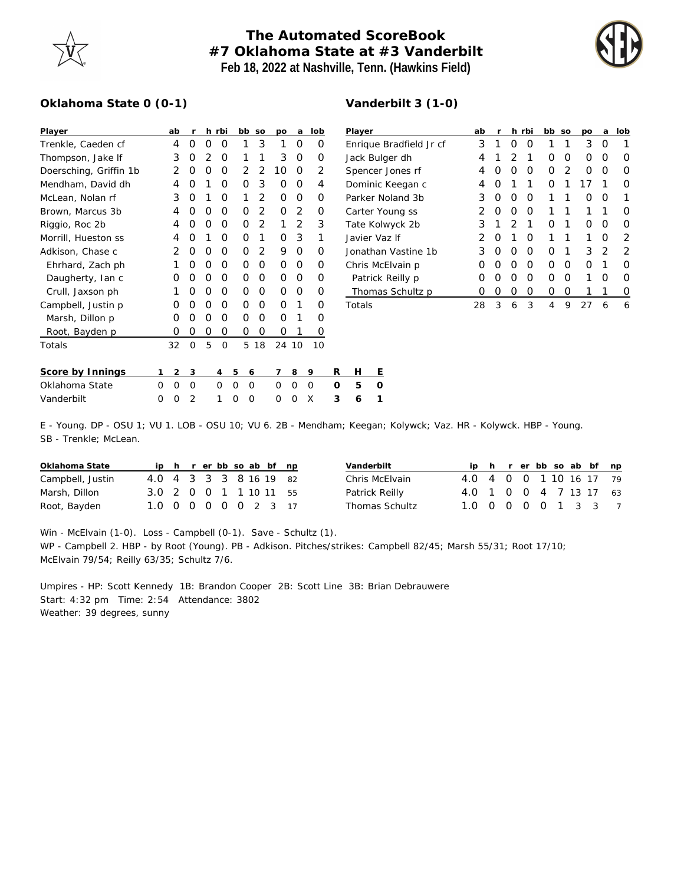# The Automated ScoreBook
## #7 Oklahoma State at #3 Vanderbilt
**Feb 18, 2022 at Nashville, Tenn. (Hawkins Field)**

### Oklahoma State 0 (0-1)

| Player | ab | r | h | rbi | bb | so | po | a | lob |
|---|---|---|---|---|---|---|---|---|---|
| Trenkle, Caeden cf | 4 | 0 | 0 | 0 | 1 | 3 | 1 | 0 | 0 |
| Thompson, Jake lf | 3 | 0 | 2 | 0 | 1 | 1 | 3 | 0 | 0 |
| Doersching, Griffin 1b | 2 | 0 | 0 | 0 | 2 | 2 | 10 | 0 | 2 |
| Mendham, David dh | 4 | 0 | 1 | 0 | 0 | 3 | 0 | 0 | 4 |
| McLean, Nolan rf | 3 | 0 | 1 | 0 | 1 | 2 | 0 | 0 | 0 |
| Brown, Marcus 3b | 4 | 0 | 0 | 0 | 0 | 2 | 0 | 2 | 0 |
| Riggio, Roc 2b | 4 | 0 | 0 | 0 | 0 | 2 | 1 | 2 | 3 |
| Morrill, Hueston ss | 4 | 0 | 1 | 0 | 0 | 1 | 0 | 3 | 1 |
| Adkison, Chase c | 2 | 0 | 0 | 0 | 0 | 2 | 9 | 0 | 0 |
| Ehrhard, Zach ph | 1 | 0 | 0 | 0 | 0 | 0 | 0 | 0 | 0 |
| Daugherty, Ian c | 0 | 0 | 0 | 0 | 0 | 0 | 0 | 0 | 0 |
| Crull, Jaxson ph | 1 | 0 | 0 | 0 | 0 | 0 | 0 | 0 | 0 |
| Campbell, Justin p | 0 | 0 | 0 | 0 | 0 | 0 | 0 | 1 | 0 |
| Marsh, Dillon p | 0 | 0 | 0 | 0 | 0 | 0 | 0 | 1 | 0 |
| Root, Bayden p | 0 | 0 | 0 | 0 | 0 | 0 | 0 | 1 | 0 |
| Totals | 32 | 0 | 5 | 0 | 5 | 18 | 24 | 10 | 10 |

### Vanderbilt 3 (1-0)

| Player | ab | r | h | rbi | bb | so | po | a | lob |
|---|---|---|---|---|---|---|---|---|---|
| Enrique Bradfield Jr cf | 3 | 1 | 0 | 0 | 1 | 1 | 3 | 0 | 1 |
| Jack Bulger dh | 4 | 1 | 2 | 1 | 0 | 0 | 0 | 0 | 0 |
| Spencer Jones rf | 4 | 0 | 0 | 0 | 0 | 2 | 0 | 0 | 0 |
| Dominic Keegan c | 4 | 0 | 1 | 1 | 0 | 1 | 17 | 1 | 0 |
| Parker Noland 3b | 3 | 0 | 0 | 0 | 1 | 1 | 0 | 0 | 1 |
| Carter Young ss | 2 | 0 | 0 | 0 | 1 | 1 | 1 | 1 | 0 |
| Tate Kolwyck 2b | 3 | 1 | 2 | 1 | 0 | 1 | 0 | 0 | 0 |
| Javier Vaz lf | 2 | 0 | 1 | 0 | 1 | 1 | 1 | 0 | 2 |
| Jonathan Vastine 1b | 3 | 0 | 0 | 0 | 0 | 1 | 3 | 2 | 2 |
| Chris McElvain p | 0 | 0 | 0 | 0 | 0 | 0 | 0 | 1 | 0 |
| Patrick Reilly p | 0 | 0 | 0 | 0 | 0 | 0 | 1 | 0 | 0 |
| Thomas Schultz p | 0 | 0 | 0 | 0 | 0 | 0 | 1 | 1 | 0 |
| Totals | 28 | 3 | 6 | 3 | 4 | 9 | 27 | 6 | 6 |

| Score by Innings | 1 | 2 | 3 | 4 | 5 | 6 | 7 | 8 | 9 | R | H | E |
|---|---|---|---|---|---|---|---|---|---|---|---|---|
| Oklahoma State | 0 | 0 | 0 | 0 | 0 | 0 | 0 | 0 | 0 | 0 | 5 | 0 |
| Vanderbilt | 0 | 0 | 2 | 1 | 0 | 0 | 0 | 0 | X | 3 | 6 | 1 |

E - Young. DP - OSU 1; VU 1. LOB - OSU 10; VU 6. 2B - Mendham; Keegan; Kolywck; Vaz. HR - Kolywck. HBP - Young. SB - Trenkle; McLean.

| Oklahoma State | ip | h | r | er | bb | so | ab | bf | np |
|---|---|---|---|---|---|---|---|---|---|
| Campbell, Justin | 4.0 | 4 | 3 | 3 | 3 | 8 | 16 | 19 | 82 |
| Marsh, Dillon | 3.0 | 2 | 0 | 0 | 1 | 1 | 10 | 11 | 55 |
| Root, Bayden | 1.0 | 0 | 0 | 0 | 0 | 0 | 2 | 3 | 17 |

| Vanderbilt | ip | h | r | er | bb | so | ab | bf | np |
|---|---|---|---|---|---|---|---|---|---|
| Chris McElvain | 4.0 | 4 | 0 | 0 | 1 | 10 | 16 | 17 | 79 |
| Patrick Reilly | 4.0 | 1 | 0 | 0 | 4 | 7 | 13 | 17 | 63 |
| Thomas Schultz | 1.0 | 0 | 0 | 0 | 0 | 1 | 3 | 3 | 7 |

Win - McElvain (1-0). Loss - Campbell (0-1). Save - Schultz (1).
WP - Campbell 2. HBP - by Root (Young). PB - Adkison. Pitches/strikes: Campbell 82/45; Marsh 55/31; Root 17/10; McElvain 79/54; Reilly 63/35; Schultz 7/6.

Umpires - HP: Scott Kennedy 1B: Brandon Cooper 2B: Scott Line 3B: Brian Debrauwere
Start: 4:32 pm Time: 2:54 Attendance: 3802
Weather: 39 degrees, sunny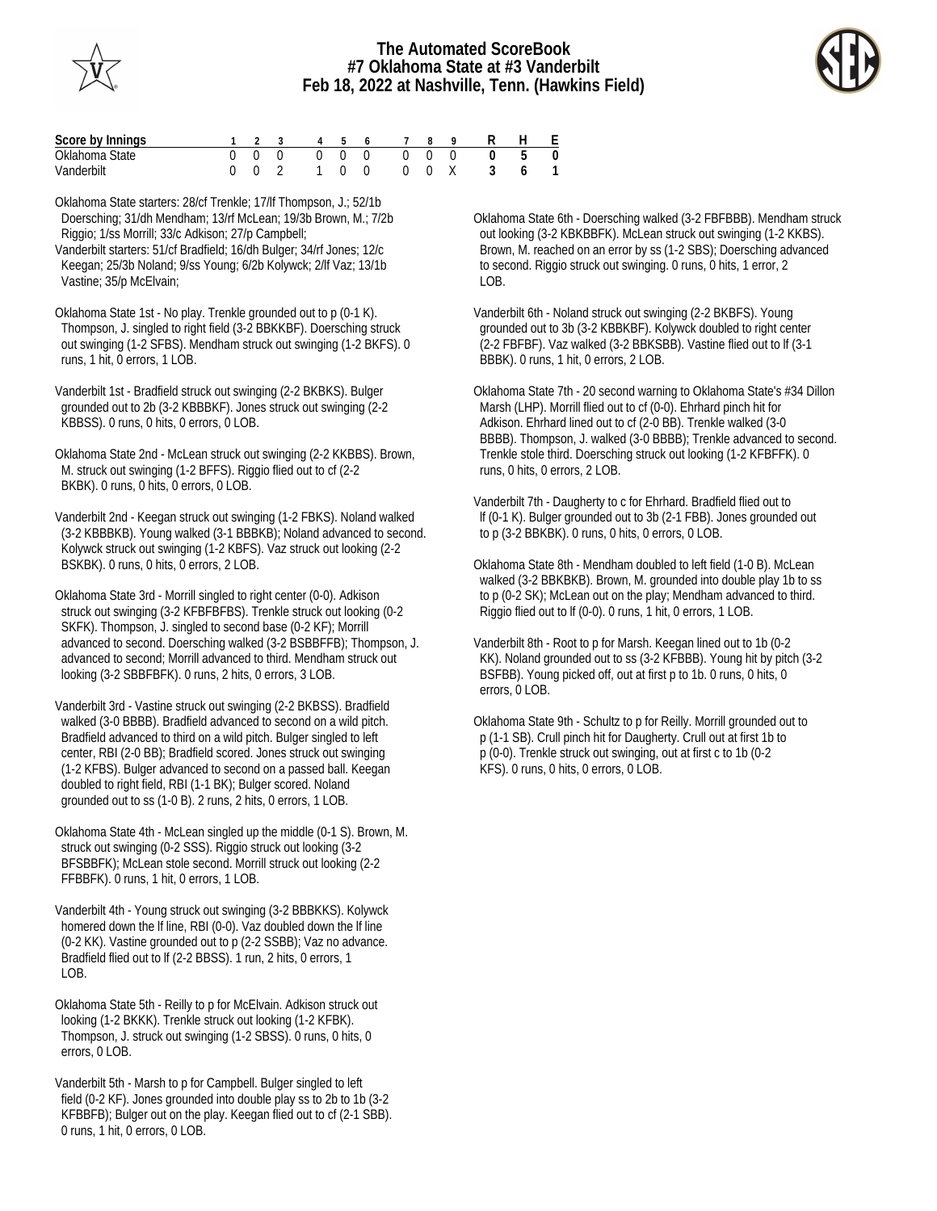# The Automated ScoreBook
## #7 Oklahoma State at #3 Vanderbilt
### Feb 18, 2022 at Nashville, Tenn. (Hawkins Field)

| Score by Innings | 1 | 2 | 3 | 4 | 5 | 6 | 7 | 8 | 9 | R | H | E |
|---|---|---|---|---|---|---|---|---|---|---|---|---|
| Oklahoma State | 0 | 0 | 0 | 0 | 0 | 0 | 0 | 0 | 0 | 0 | 5 | 0 |
| Vanderbilt | 0 | 0 | 2 | 1 | 0 | 0 | 0 | 0 | X | 3 | 6 | 1 |

Oklahoma State starters: 28/cf Trenkle; 17/lf Thompson, J.; 52/1b Doersching; 31/dh Mendham; 13/rf McLean; 19/3b Brown, M.; 7/2b Riggio; 1/ss Morrill; 33/c Adkison; 27/p Campbell;

Vanderbilt starters: 51/cf Bradfield; 16/dh Bulger; 34/rf Jones; 12/c Keegan; 25/3b Noland; 9/ss Young; 6/2b Kolywck; 2/lf Vaz; 13/1b Vastine; 35/p McElvain;

Oklahoma State 1st - No play. Trenkle grounded out to p (0-1 K). Thompson, J. singled to right field (3-2 BBKKBF). Doersching struck out swinging (1-2 SFBS). Mendham struck out swinging (1-2 BKFS). 0 runs, 1 hit, 0 errors, 1 LOB.

Vanderbilt 1st - Bradfield struck out swinging (2-2 BKBKS). Bulger grounded out to 2b (3-2 KBBBKF). Jones struck out swinging (2-2 KBBSS). 0 runs, 0 hits, 0 errors, 0 LOB.

Oklahoma State 2nd - McLean struck out swinging (2-2 KKBBS). Brown, M. struck out swinging (1-2 BFFS). Riggio flied out to cf (2-2 BKBK). 0 runs, 0 hits, 0 errors, 0 LOB.

Vanderbilt 2nd - Keegan struck out swinging (1-2 FBKS). Noland walked (3-2 KBBBKB). Young walked (3-1 BBBKB); Noland advanced to second. Kolywck struck out swinging (1-2 KBFS). Vaz struck out looking (2-2 BSKBK). 0 runs, 0 hits, 0 errors, 2 LOB.

Oklahoma State 3rd - Morrill singled to right center (0-0). Adkison struck out swinging (3-2 KFBFBFBS). Trenkle struck out looking (0-2 SKFK). Thompson, J. singled to second base (0-2 KF); Morrill advanced to second. Doersching walked (3-2 BSBBFFB); Thompson, J. advanced to second; Morrill advanced to third. Mendham struck out looking (3-2 SBBFBFK). 0 runs, 2 hits, 0 errors, 3 LOB.

Vanderbilt 3rd - Vastine struck out swinging (2-2 BKBSS). Bradfield walked (3-0 BBBB). Bradfield advanced to second on a wild pitch. Bradfield advanced to third on a wild pitch. Bulger singled to left center, RBI (2-0 BB); Bradfield scored. Jones struck out swinging (1-2 KFBS). Bulger advanced to second on a passed ball. Keegan doubled to right field, RBI (1-1 BK); Bulger scored. Noland grounded out to ss (1-0 B). 2 runs, 2 hits, 0 errors, 1 LOB.

Oklahoma State 4th - McLean singled up the middle (0-1 S). Brown, M. struck out swinging (0-2 SSS). Riggio struck out looking (3-2 BFSBBFK); McLean stole second. Morrill struck out looking (2-2 FFBBFK). 0 runs, 1 hit, 0 errors, 1 LOB.

Vanderbilt 4th - Young struck out swinging (3-2 BBBKKS). Kolywck homered down the lf line, RBI (0-0). Vaz doubled down the lf line (0-2 KK). Vastine grounded out to p (2-2 SSBB); Vaz no advance. Bradfield flied out to lf (2-2 BBSS). 1 run, 2 hits, 0 errors, 1 LOB.

Oklahoma State 5th - Reilly to p for McElvain. Adkison struck out looking (1-2 BKKK). Trenkle struck out looking (1-2 KFBK). Thompson, J. struck out swinging (1-2 SBSS). 0 runs, 0 hits, 0 errors, 0 LOB.

Vanderbilt 5th - Marsh to p for Campbell. Bulger singled to left field (0-2 KF). Jones grounded into double play ss to 2b to 1b (3-2 KFBBFB); Bulger out on the play. Keegan flied out to cf (2-1 SBB). 0 runs, 1 hit, 0 errors, 0 LOB.

Oklahoma State 6th - Doersching walked (3-2 FBFBBB). Mendham struck out looking (3-2 KBKBBFK). McLean struck out swinging (1-2 KKBS). Brown, M. reached on an error by ss (1-2 SBS); Doersching advanced to second. Riggio struck out swinging. 0 runs, 0 hits, 1 error, 2 LOB.

Vanderbilt 6th - Noland struck out swinging (2-2 BKBFS). Young grounded out to 3b (3-2 KBBKBF). Kolywck doubled to right center (2-2 FBFBF). Vaz walked (3-2 BBKSBB). Vastine flied out to lf (3-1 BBBK). 0 runs, 1 hit, 0 errors, 2 LOB.

Oklahoma State 7th - 20 second warning to Oklahoma State's #34 Dillon Marsh (LHP). Morrill flied out to cf (0-0). Ehrhard pinch hit for Adkison. Ehrhard lined out to cf (2-0 BB). Trenkle walked (3-0 BBBB). Thompson, J. walked (3-0 BBBB); Trenkle advanced to second. Trenkle stole third. Doersching struck out looking (1-2 KFBFFK). 0 runs, 0 hits, 0 errors, 2 LOB.

Vanderbilt 7th - Daugherty to c for Ehrhard. Bradfield flied out to lf (0-1 K). Bulger grounded out to 3b (2-1 FBB). Jones grounded out to p (3-2 BBKBK). 0 runs, 0 hits, 0 errors, 0 LOB.

Oklahoma State 8th - Mendham doubled to left field (1-0 B). McLean walked (3-2 BBKBKB). Brown, M. grounded into double play 1b to ss to p (0-2 SK); McLean out on the play; Mendham advanced to third. Riggio flied out to lf (0-0). 0 runs, 1 hit, 0 errors, 1 LOB.

Vanderbilt 8th - Root to p for Marsh. Keegan lined out to 1b (0-2 KK). Noland grounded out to ss (3-2 KFBBB). Young hit by pitch (3-2 BSFBB). Young picked off, out at first p to 1b. 0 runs, 0 hits, 0 errors, 0 LOB.

Oklahoma State 9th - Schultz to p for Reilly. Morrill grounded out to p (1-1 SB). Crull pinch hit for Daugherty. Crull out at first 1b to p (0-0). Trenkle struck out swinging, out at first c to 1b (0-2 KFS). 0 runs, 0 hits, 0 errors, 0 LOB.